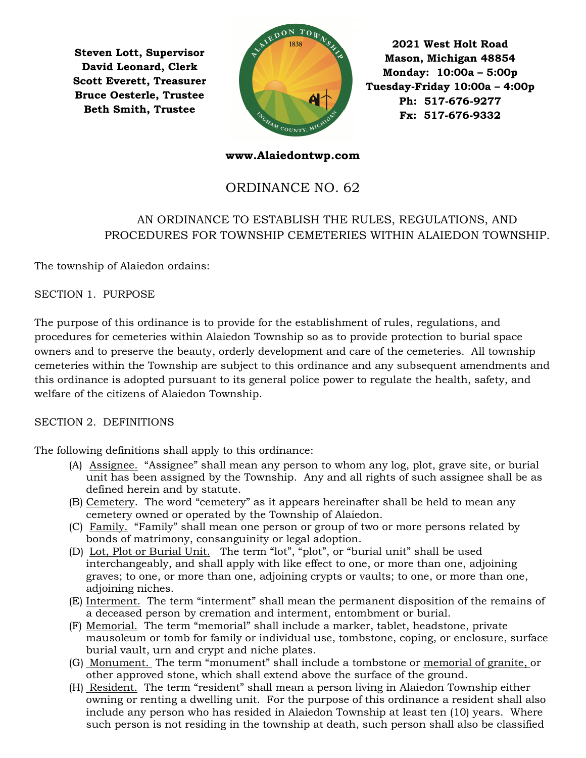**Steven Lott, Supervisor**
**David Leonard, Clerk**
**Scott Everett, Treasurer**
**Bruce Oesterle, Trustee**
**Beth Smith, Trustee**

**2021 West Holt Road**
**Mason, Michigan 48854**
**Monday: 10:00a – 5:00p**
**Tuesday-Friday 10:00a – 4:00p**
**Ph: 517-676-9277**
**Fx: 517-676-9332**

**www.Alaiedontwp.com**

# ORDINANCE NO. 62

## AN ORDINANCE TO ESTABLISH THE RULES, REGULATIONS, AND PROCEDURES FOR TOWNSHIP CEMETERIES WITHIN ALAIEDON TOWNSHIP.

The township of Alaiedon ordains:

SECTION 1. PURPOSE

The purpose of this ordinance is to provide for the establishment of rules, regulations, and procedures for cemeteries within Alaiedon Township so as to provide protection to burial space owners and to preserve the beauty, orderly development and care of the cemeteries. All township cemeteries within the Township are subject to this ordinance and any subsequent amendments and this ordinance is adopted pursuant to its general police power to regulate the health, safety, and welfare of the citizens of Alaiedon Township.

SECTION 2. DEFINITIONS

The following definitions shall apply to this ordinance:

(A) Assignee. "Assignee" shall mean any person to whom any log, plot, grave site, or burial unit has been assigned by the Township. Any and all rights of such assignee shall be as defined herein and by statute.

(B) Cemetery. The word "cemetery" as it appears hereinafter shall be held to mean any cemetery owned or operated by the Township of Alaiedon.

(C) Family. "Family" shall mean one person or group of two or more persons related by bonds of matrimony, consanguinity or legal adoption.

(D) Lot, Plot or Burial Unit. The term "lot", "plot", or "burial unit" shall be used interchangeably, and shall apply with like effect to one, or more than one, adjoining graves; to one, or more than one, adjoining crypts or vaults; to one, or more than one, adjoining niches.

(E) Interment. The term "interment" shall mean the permanent disposition of the remains of a deceased person by cremation and interment, entombment or burial.

(F) Memorial. The term "memorial" shall include a marker, tablet, headstone, private mausoleum or tomb for family or individual use, tombstone, coping, or enclosure, surface burial vault, urn and crypt and niche plates.

(G) Monument. The term "monument" shall include a tombstone or memorial of granite, or other approved stone, which shall extend above the surface of the ground.

(H) Resident. The term "resident" shall mean a person living in Alaiedon Township either owning or renting a dwelling unit. For the purpose of this ordinance a resident shall also include any person who has resided in Alaiedon Township at least ten (10) years. Where such person is not residing in the township at death, such person shall also be classified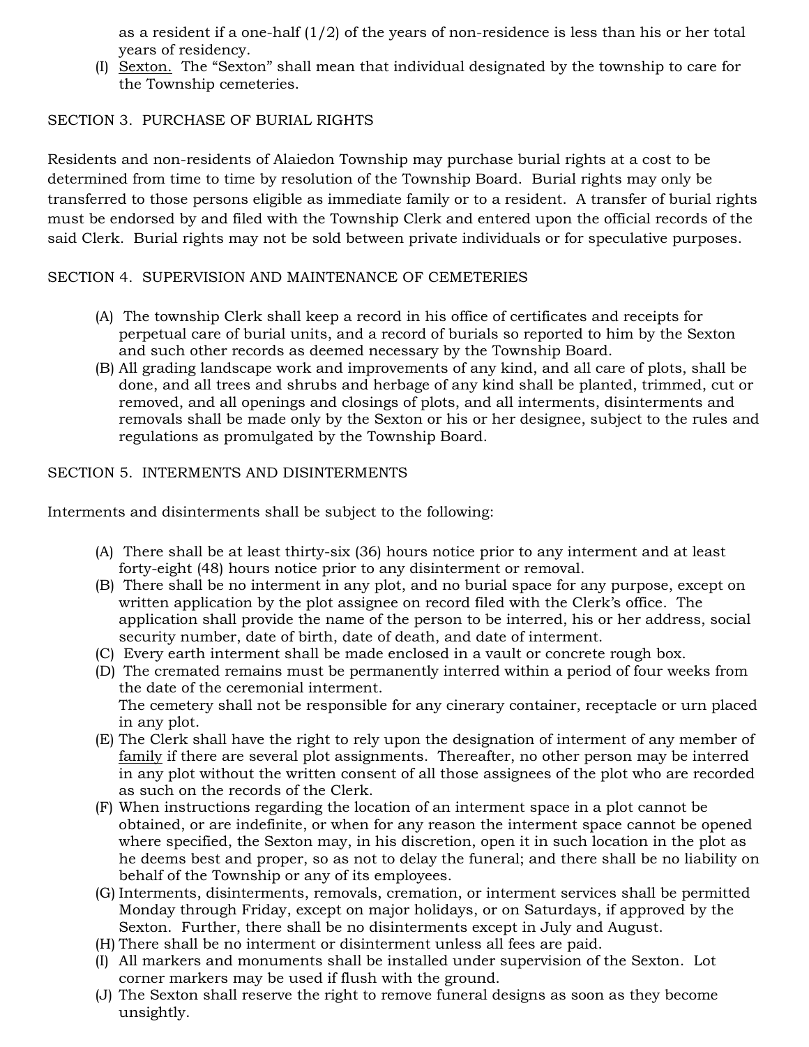as a resident if a one-half (1/2) of the years of non-residence is less than his or her total years of residency.

(I) <u>Sexton.</u> The "Sexton" shall mean that individual designated by the township to care for the Township cemeteries.

SECTION 3. PURCHASE OF BURIAL RIGHTS

Residents and non-residents of Alaiedon Township may purchase burial rights at a cost to be determined from time to time by resolution of the Township Board. Burial rights may only be transferred to those persons eligible as immediate family or to a resident. A transfer of burial rights must be endorsed by and filed with the Township Clerk and entered upon the official records of the said Clerk. Burial rights may not be sold between private individuals or for speculative purposes.

SECTION 4. SUPERVISION AND MAINTENANCE OF CEMETERIES

(A) The township Clerk shall keep a record in his office of certificates and receipts for perpetual care of burial units, and a record of burials so reported to him by the Sexton and such other records as deemed necessary by the Township Board.

(B) All grading landscape work and improvements of any kind, and all care of plots, shall be done, and all trees and shrubs and herbage of any kind shall be planted, trimmed, cut or removed, and all openings and closings of plots, and all interments, disinterments and removals shall be made only by the Sexton or his or her designee, subject to the rules and regulations as promulgated by the Township Board.

SECTION 5. INTERMENTS AND DISINTERMENTS

Interments and disinterments shall be subject to the following:

(A) There shall be at least thirty-six (36) hours notice prior to any interment and at least forty-eight (48) hours notice prior to any disinterment or removal.

(B) There shall be no interment in any plot, and no burial space for any purpose, except on written application by the plot assignee on record filed with the Clerk's office. The application shall provide the name of the person to be interred, his or her address, social security number, date of birth, date of death, and date of interment.

(C) Every earth interment shall be made enclosed in a vault or concrete rough box.

(D) The cremated remains must be permanently interred within a period of four weeks from the date of the ceremonial interment.
The cemetery shall not be responsible for any cinerary container, receptacle or urn placed in any plot.

(E) The Clerk shall have the right to rely upon the designation of interment of any member of <u>family</u> if there are several plot assignments. Thereafter, no other person may be interred in any plot without the written consent of all those assignees of the plot who are recorded as such on the records of the Clerk.

(F) When instructions regarding the location of an interment space in a plot cannot be obtained, or are indefinite, or when for any reason the interment space cannot be opened where specified, the Sexton may, in his discretion, open it in such location in the plot as he deems best and proper, so as not to delay the funeral; and there shall be no liability on behalf of the Township or any of its employees.

(G) Interments, disinterments, removals, cremation, or interment services shall be permitted Monday through Friday, except on major holidays, or on Saturdays, if approved by the Sexton. Further, there shall be no disinterments except in July and August.

(H) There shall be no interment or disinterment unless all fees are paid.

(I) All markers and monuments shall be installed under supervision of the Sexton. Lot corner markers may be used if flush with the ground.

(J) The Sexton shall reserve the right to remove funeral designs as soon as they become unsightly.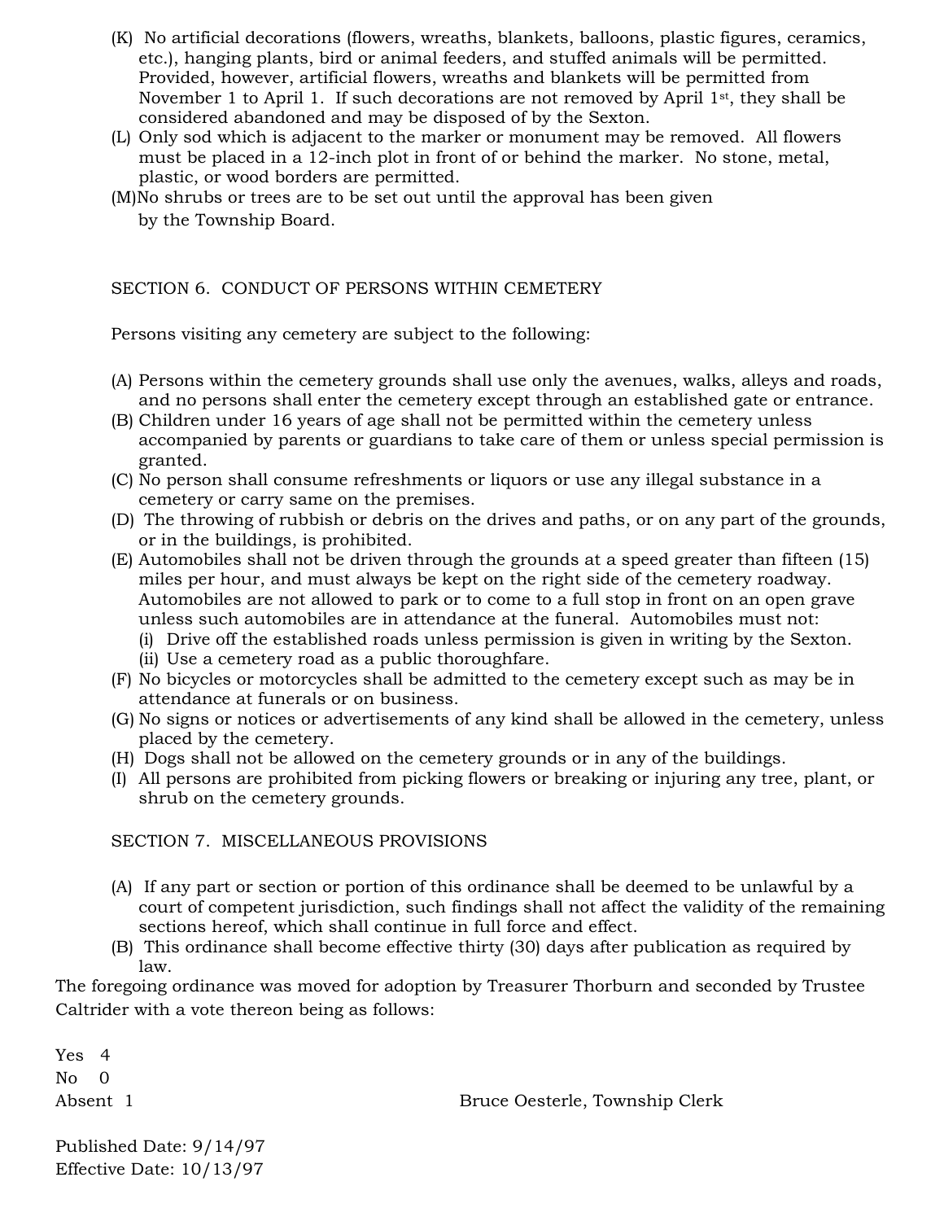(K) No artificial decorations (flowers, wreaths, blankets, balloons, plastic figures, ceramics, etc.), hanging plants, bird or animal feeders, and stuffed animals will be permitted. Provided, however, artificial flowers, wreaths and blankets will be permitted from November 1 to April 1. If such decorations are not removed by April 1st, they shall be considered abandoned and may be disposed of by the Sexton.

(L) Only sod which is adjacent to the marker or monument may be removed. All flowers must be placed in a 12-inch plot in front of or behind the marker. No stone, metal, plastic, or wood borders are permitted.

(M) No shrubs or trees are to be set out until the approval has been given by the Township Board.

## SECTION 6. CONDUCT OF PERSONS WITHIN CEMETERY

Persons visiting any cemetery are subject to the following:

(A) Persons within the cemetery grounds shall use only the avenues, walks, alleys and roads, and no persons shall enter the cemetery except through an established gate or entrance.

(B) Children under 16 years of age shall not be permitted within the cemetery unless accompanied by parents or guardians to take care of them or unless special permission is granted.

(C) No person shall consume refreshments or liquors or use any illegal substance in a cemetery or carry same on the premises.

(D) The throwing of rubbish or debris on the drives and paths, or on any part of the grounds, or in the buildings, is prohibited.

(E) Automobiles shall not be driven through the grounds at a speed greater than fifteen (15) miles per hour, and must always be kept on the right side of the cemetery roadway. Automobiles are not allowed to park or to come to a full stop in front on an open grave unless such automobiles are in attendance at the funeral. Automobiles must not:
  (i) Drive off the established roads unless permission is given in writing by the Sexton.
  (ii) Use a cemetery road as a public thoroughfare.

(F) No bicycles or motorcycles shall be admitted to the cemetery except such as may be in attendance at funerals or on business.

(G) No signs or notices or advertisements of any kind shall be allowed in the cemetery, unless placed by the cemetery.

(H) Dogs shall not be allowed on the cemetery grounds or in any of the buildings.

(I) All persons are prohibited from picking flowers or breaking or injuring any tree, plant, or shrub on the cemetery grounds.

## SECTION 7. MISCELLANEOUS PROVISIONS

(A) If any part or section or portion of this ordinance shall be deemed to be unlawful by a court of competent jurisdiction, such findings shall not affect the validity of the remaining sections hereof, which shall continue in full force and effect.

(B) This ordinance shall become effective thirty (30) days after publication as required by law.

The foregoing ordinance was moved for adoption by Treasurer Thorburn and seconded by Trustee Caltrider with a vote thereon being as follows:

Yes 4
No 0
Absent 1

Bruce Oesterle, Township Clerk

Published Date: 9/14/97
Effective Date: 10/13/97